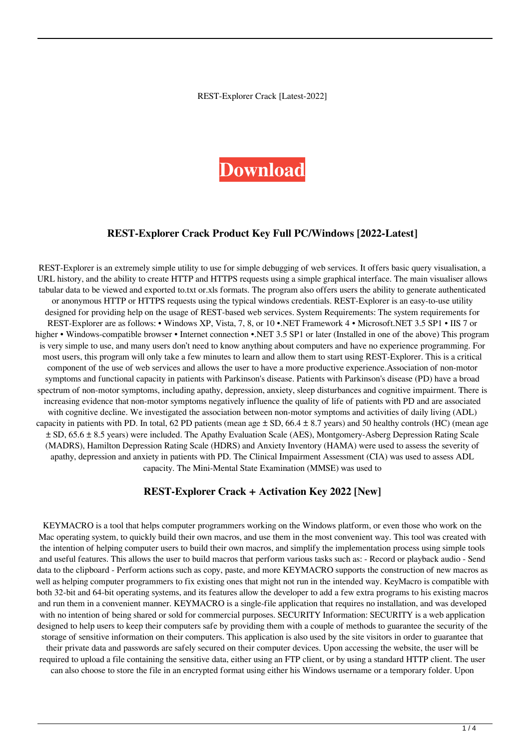REST-Explorer Crack [Latest-2022]

**Download**

### REST-Explorer Crack Product Key Full PC/Windows [2022-Latest]

REST-Explorer is an extremely simple utility to use for simple debugging of web services. It offers basic query visualisation, a URL history, and the ability to create HTTP and HTTPS requests using a simple graphical interface. The main visualiser allows tabular data to be viewed and exported to.txt or.xls formats. The program also offers users the ability to generate authenticated or anonymous HTTP or HTTPS requests using the typical windows credentials. REST-Explorer is an easy-to-use utility designed for providing help on the usage of REST-based web services. System Requirements: The system requirements for REST-Explorer are as follows: • Windows XP, Vista, 7, 8, or 10 •.NET Framework 4 • Microsoft.NET 3.5 SP1 • IIS 7 or higher • Windows-compatible browser • Internet connection •.NET 3.5 SP1 or later (Installed in one of the above) This program is very simple to use, and many users don't need to know anything about computers and have no experience programming. For most users, this program will only take a few minutes to learn and allow them to start using REST-Explorer. This is a critical component of the use of web services and allows the user to have a more productive experience.Association of non-motor symptoms and functional capacity in patients with Parkinson's disease. Patients with Parkinson's disease (PD) have a broad spectrum of non-motor symptoms, including apathy, depression, anxiety, sleep disturbances and cognitive impairment. There is increasing evidence that non-motor symptoms negatively influence the quality of life of patients with PD and are associated with cognitive decline. We investigated the association between non-motor symptoms and activities of daily living (ADL) capacity in patients with PD. In total, 62 PD patients (mean age ± SD, 66.4 ± 8.7 years) and 50 healthy controls (HC) (mean age ± SD, 65.6 ± 8.5 years) were included. The Apathy Evaluation Scale (AES), Montgomery-Asberg Depression Rating Scale (MADRS), Hamilton Depression Rating Scale (HDRS) and Anxiety Inventory (HAMA) were used to assess the severity of apathy, depression and anxiety in patients with PD. The Clinical Impairment Assessment (CIA) was used to assess ADL capacity. The Mini-Mental State Examination (MMSE) was used to

### REST-Explorer Crack + Activation Key 2022 [New]

KEYMACRO is a tool that helps computer programmers working on the Windows platform, or even those who work on the Mac operating system, to quickly build their own macros, and use them in the most convenient way. This tool was created with the intention of helping computer users to build their own macros, and simplify the implementation process using simple tools and useful features. This allows the user to build macros that perform various tasks such as: - Record or playback audio - Send data to the clipboard - Perform actions such as copy, paste, and more KEYMACRO supports the construction of new macros as well as helping computer programmers to fix existing ones that might not run in the intended way. KeyMacro is compatible with both 32-bit and 64-bit operating systems, and its features allow the developer to add a few extra programs to his existing macros and run them in a convenient manner. KEYMACRO is a single-file application that requires no installation, and was developed with no intention of being shared or sold for commercial purposes. SECURITY Information: SECURITY is a web application designed to help users to keep their computers safe by providing them with a couple of methods to guarantee the security of the storage of sensitive information on their computers. This application is also used by the site visitors in order to guarantee that their private data and passwords are safely secured on their computer devices. Upon accessing the website, the user will be required to upload a file containing the sensitive data, either using an FTP client, or by using a standard HTTP client. The user can also choose to store the file in an encrypted format using either his Windows username or a temporary folder. Upon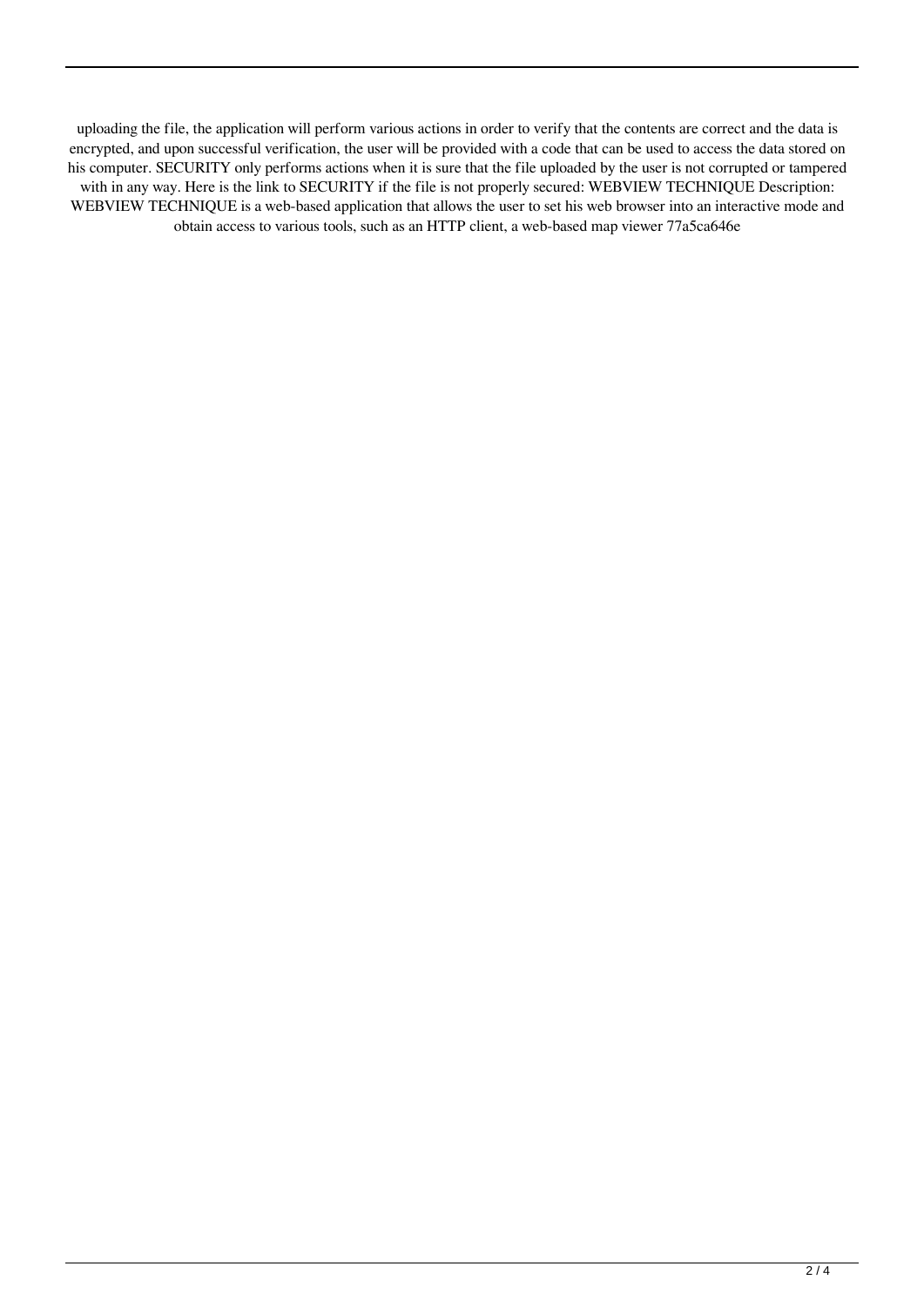uploading the file, the application will perform various actions in order to verify that the contents are correct and the data is encrypted, and upon successful verification, the user will be provided with a code that can be used to access the data stored on his computer. SECURITY only performs actions when it is sure that the file uploaded by the user is not corrupted or tampered with in any way. Here is the link to SECURITY if the file is not properly secured: WEBVIEW TECHNIQUE Description: WEBVIEW TECHNIQUE is a web-based application that allows the user to set his web browser into an interactive mode and obtain access to various tools, such as an HTTP client, a web-based map viewer 77a5ca646e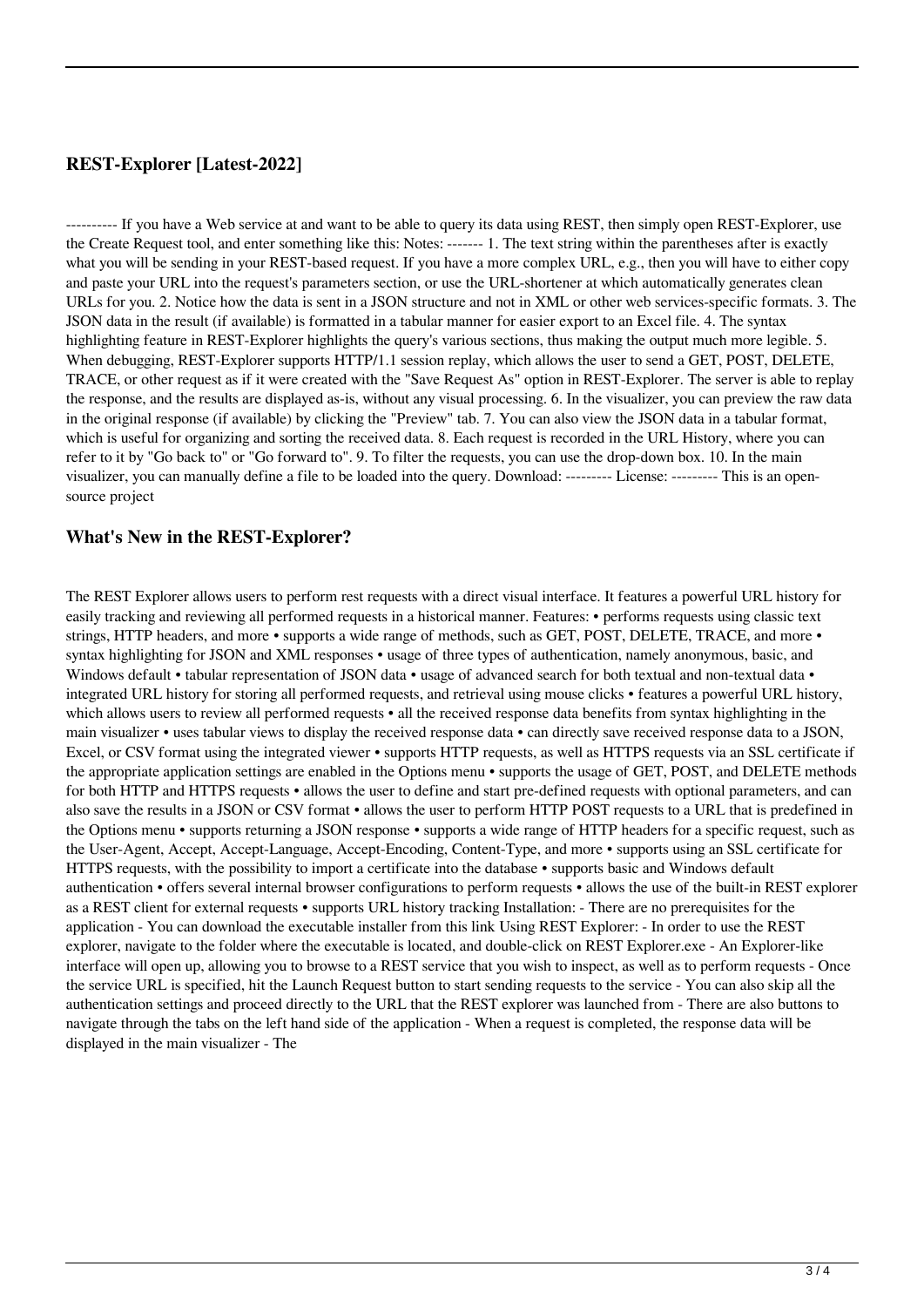## REST-Explorer [Latest-2022]

---------- If you have a Web service at and want to be able to query its data using REST, then simply open REST-Explorer, use the Create Request tool, and enter something like this: Notes: ------- 1. The text string within the parentheses after is exactly what you will be sending in your REST-based request. If you have a more complex URL, e.g., then you will have to either copy and paste your URL into the request's parameters section, or use the URL-shortener at which automatically generates clean URLs for you. 2. Notice how the data is sent in a JSON structure and not in XML or other web services-specific formats. 3. The JSON data in the result (if available) is formatted in a tabular manner for easier export to an Excel file. 4. The syntax highlighting feature in REST-Explorer highlights the query's various sections, thus making the output much more legible. 5. When debugging, REST-Explorer supports HTTP/1.1 session replay, which allows the user to send a GET, POST, DELETE, TRACE, or other request as if it were created with the "Save Request As" option in REST-Explorer. The server is able to replay the response, and the results are displayed as-is, without any visual processing. 6. In the visualizer, you can preview the raw data in the original response (if available) by clicking the "Preview" tab. 7. You can also view the JSON data in a tabular format, which is useful for organizing and sorting the received data. 8. Each request is recorded in the URL History, where you can refer to it by "Go back to" or "Go forward to". 9. To filter the requests, you can use the drop-down box. 10. In the main visualizer, you can manually define a file to be loaded into the query. Download: --------- License: --------- This is an open-source project

## What's New in the REST-Explorer?

The REST Explorer allows users to perform rest requests with a direct visual interface. It features a powerful URL history for easily tracking and reviewing all performed requests in a historical manner. Features: • performs requests using classic text strings, HTTP headers, and more • supports a wide range of methods, such as GET, POST, DELETE, TRACE, and more • syntax highlighting for JSON and XML responses • usage of three types of authentication, namely anonymous, basic, and Windows default • tabular representation of JSON data • usage of advanced search for both textual and non-textual data • integrated URL history for storing all performed requests, and retrieval using mouse clicks • features a powerful URL history, which allows users to review all performed requests • all the received response data benefits from syntax highlighting in the main visualizer • uses tabular views to display the received response data • can directly save received response data to a JSON, Excel, or CSV format using the integrated viewer • supports HTTP requests, as well as HTTPS requests via an SSL certificate if the appropriate application settings are enabled in the Options menu • supports the usage of GET, POST, and DELETE methods for both HTTP and HTTPS requests • allows the user to define and start pre-defined requests with optional parameters, and can also save the results in a JSON or CSV format • allows the user to perform HTTP POST requests to a URL that is predefined in the Options menu • supports returning a JSON response • supports a wide range of HTTP headers for a specific request, such as the User-Agent, Accept, Accept-Language, Accept-Encoding, Content-Type, and more • supports using an SSL certificate for HTTPS requests, with the possibility to import a certificate into the database • supports basic and Windows default authentication • offers several internal browser configurations to perform requests • allows the use of the built-in REST explorer as a REST client for external requests • supports URL history tracking Installation: - There are no prerequisites for the application - You can download the executable installer from this link Using REST Explorer: - In order to use the REST explorer, navigate to the folder where the executable is located, and double-click on REST Explorer.exe - An Explorer-like interface will open up, allowing you to browse to a REST service that you wish to inspect, as well as to perform requests - Once the service URL is specified, hit the Launch Request button to start sending requests to the service - You can also skip all the authentication settings and proceed directly to the URL that the REST explorer was launched from - There are also buttons to navigate through the tabs on the left hand side of the application - When a request is completed, the response data will be displayed in the main visualizer - The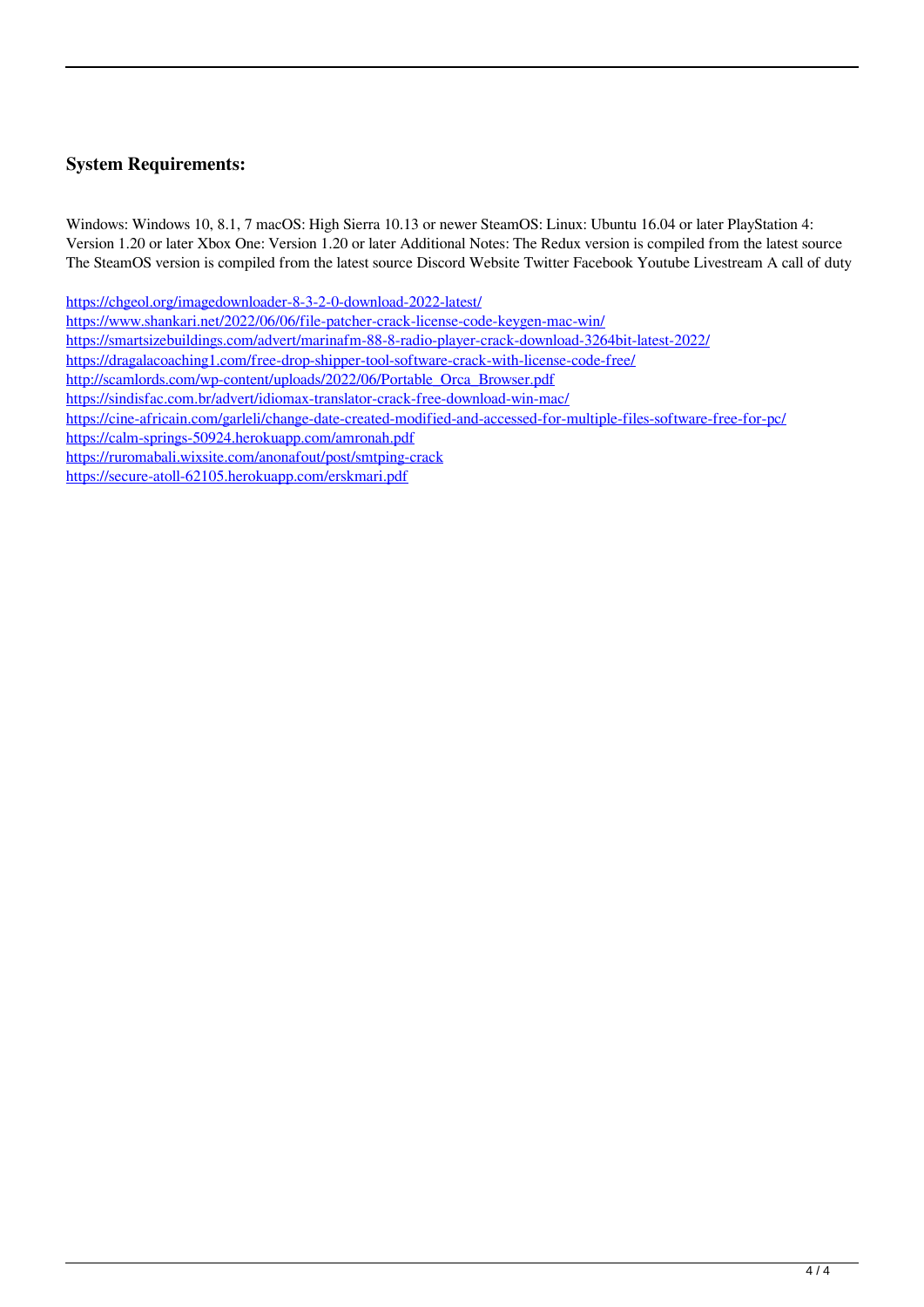### System Requirements:

Windows: Windows 10, 8.1, 7 macOS: High Sierra 10.13 or newer SteamOS: Linux: Ubuntu 16.04 or later PlayStation 4: Version 1.20 or later Xbox One: Version 1.20 or later Additional Notes: The Redux version is compiled from the latest source The SteamOS version is compiled from the latest source Discord Website Twitter Facebook Youtube Livestream A call of duty

https://chgeol.org/imagedownloader-8-3-2-0-download-2022-latest/
https://www.shankari.net/2022/06/06/file-patcher-crack-license-code-keygen-mac-win/
https://smartsizebuildings.com/advert/marinafm-88-8-radio-player-crack-download-3264bit-latest-2022/
https://dragalacoaching1.com/free-drop-shipper-tool-software-crack-with-license-code-free/
http://scamlords.com/wp-content/uploads/2022/06/Portable_Orca_Browser.pdf
https://sindisfac.com.br/advert/idiomax-translator-crack-free-download-win-mac/
https://cine-africain.com/garleli/change-date-created-modified-and-accessed-for-multiple-files-software-free-for-pc/
https://calm-springs-50924.herokuapp.com/amronah.pdf
https://ruromabali.wixsite.com/anonafout/post/smtping-crack
https://secure-atoll-62105.herokuapp.com/erskmari.pdf